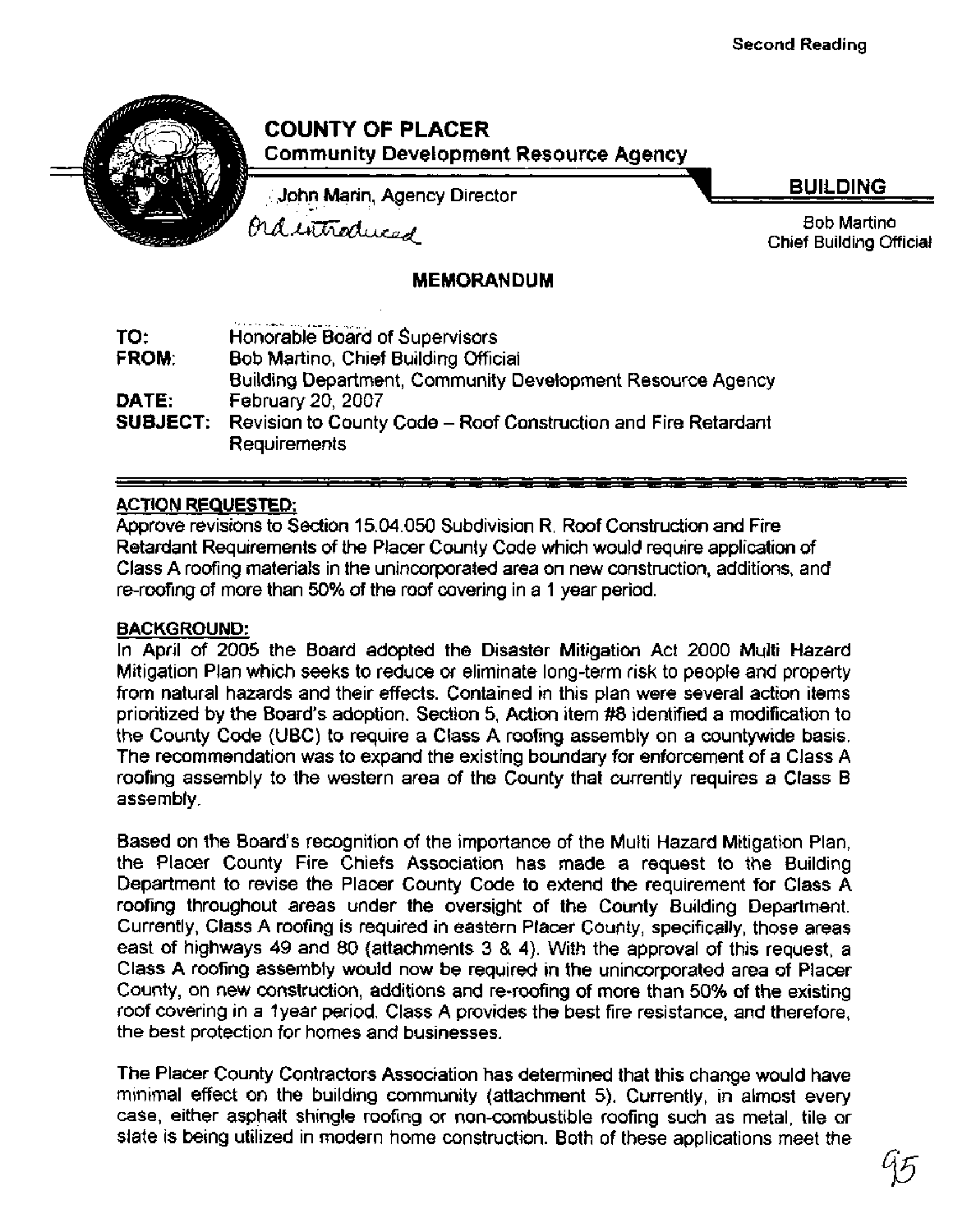Second Reading

# COUNTY OF PLACER

**Community Development Resource Agency**

John Marin, Agency Director

Ord introduced

**BUILDING**

Bob Martino
Chief Building Official

## MEMORANDUM

**TO:** Honorable Board of Supervisors
**FROM:** Bob Martino, Chief Building Official
Building Department, Community Development Resource Agency
**DATE:** February 20, 2007
**SUBJECT:** Revision to County Code – Roof Construction and Fire Retardant Requirements

**ACTION REQUESTED:**

Approve revisions to Section 15.04.050 Subdivision R. Roof Construction and Fire Retardant Requirements of the Placer County Code which would require application of Class A roofing materials in the unincorporated area on new construction, additions, and re-roofing of more than 50% of the roof covering in a 1 year period.

**BACKGROUND:**

In April of 2005 the Board adopted the Disaster Mitigation Act 2000 Multi Hazard Mitigation Plan which seeks to reduce or eliminate long-term risk to people and property from natural hazards and their effects. Contained in this plan were several action items prioritized by the Board's adoption. Section 5, Action item #8 identified a modification to the County Code (UBC) to require a Class A roofing assembly on a countywide basis. The recommendation was to expand the existing boundary for enforcement of a Class A roofing assembly to the western area of the County that currently requires a Class B assembly.

Based on the Board's recognition of the importance of the Multi Hazard Mitigation Plan, the Placer County Fire Chiefs Association has made a request to the Building Department to revise the Placer County Code to extend the requirement for Class A roofing throughout areas under the oversight of the County Building Department. Currently, Class A roofing is required in eastern Placer County, specifically, those areas east of highways 49 and 80 (attachments 3 & 4). With the approval of this request, a Class A roofing assembly would now be required in the unincorporated area of Placer County, on new construction, additions and re-roofing of more than 50% of the existing roof covering in a 1year period. Class A provides the best fire resistance, and therefore, the best protection for homes and businesses.

The Placer County Contractors Association has determined that this change would have minimal effect on the building community (attachment 5). Currently, in almost every case, either asphalt shingle roofing or non-combustible roofing such as metal, tile or slate is being utilized in modern home construction. Both of these applications meet the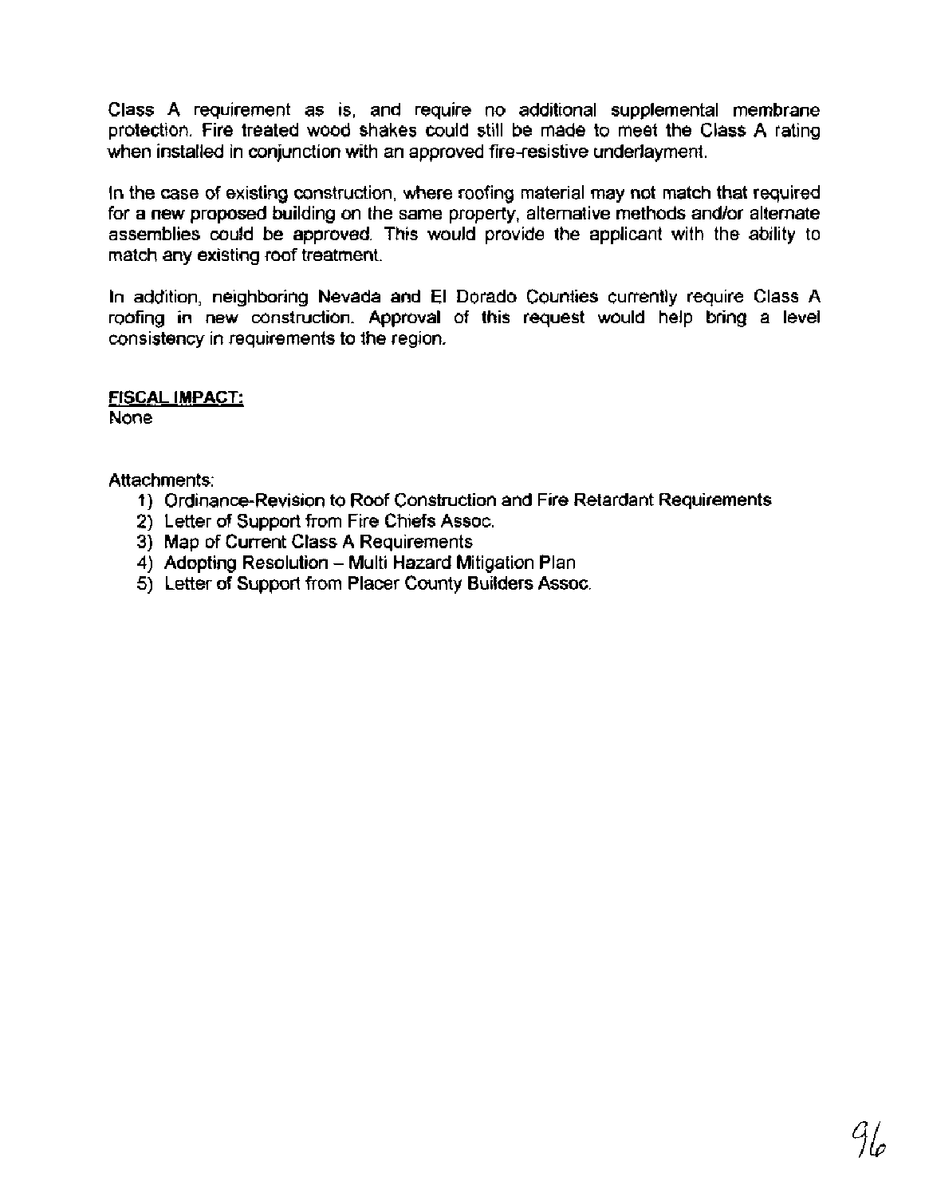Class A requirement as is, and require no additional supplemental membrane protection. Fire treated wood shakes could still be made to meet the Class A rating when installed in conjunction with an approved fire-resistive underlayment.

In the case of existing construction, where roofing material may not match that required for a new proposed building on the same property, alternative methods and/or alternate assemblies could be approved. This would provide the applicant with the ability to match any existing roof treatment.

In addition, neighboring Nevada and El Dorado Counties currently require Class A roofing in new construction. Approval of this request would help bring a level consistency in requirements to the region.

**FISCAL IMPACT:**
None

Attachments:

1) Ordinance-Revision to Roof Construction and Fire Retardant Requirements
2) Letter of Support from Fire Chiefs Assoc.
3) Map of Current Class A Requirements
4) Adopting Resolution – Multi Hazard Mitigation Plan
5) Letter of Support from Placer County Builders Assoc.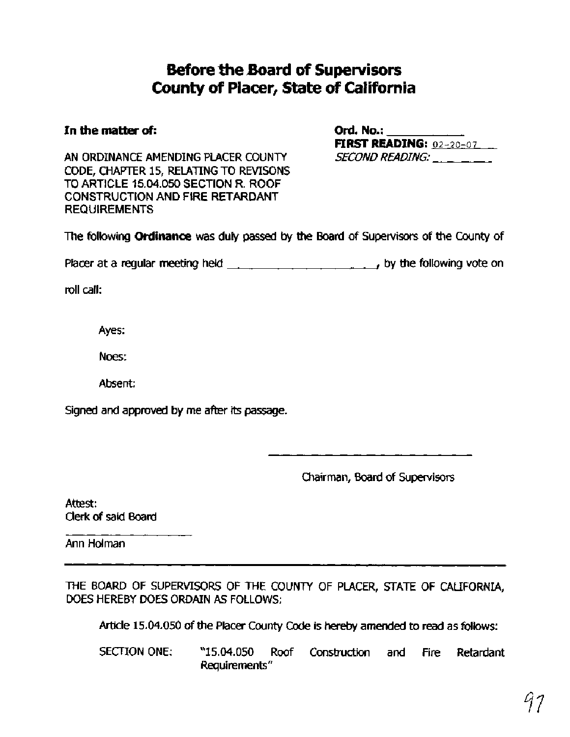# Before the Board of Supervisors
# County of Placer, State of California

**In the matter of:**

AN ORDINANCE AMENDING PLACER COUNTY CODE, CHAPTER 15, RELATING TO REVISONS TO ARTICLE 15.04.050 SECTION R. ROOF CONSTRUCTION AND FIRE RETARDANT REQUIREMENTS

**Ord. No.:** ___________

**FIRST READING:** 02-20-07

*SECOND READING:* ________

The following **Ordinance** was duly passed by the Board of Supervisors of the County of Placer at a regular meeting held ____________________, by the following vote on roll call:

Ayes:

Noes:

Absent:

Signed and approved by me after its passage.

______________________________

Chairman, Board of Supervisors

Attest:
Clerk of said Board

__________________

Ann Holman

---

THE BOARD OF SUPERVISORS OF THE COUNTY OF PLACER, STATE OF CALIFORNIA, DOES HEREBY DOES ORDAIN AS FOLLOWS:

Article 15.04.050 of the Placer County Code is hereby amended to read as follows:

SECTION ONE: "15.04.050 Roof Construction and Fire Retardant Requirements"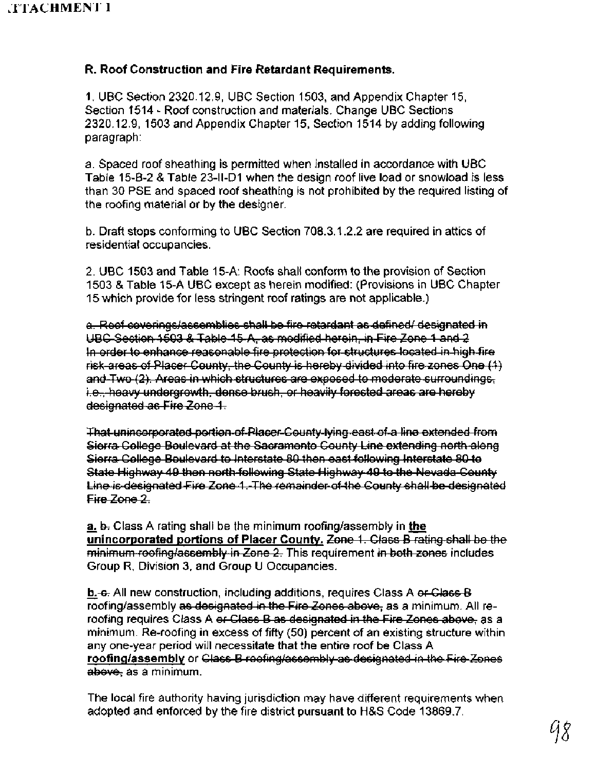ATTACHMENT 1

**R. Roof Construction and Fire Retardant Requirements.**

1. UBC Section 2320.12.9, UBC Section 1503, and Appendix Chapter 15, Section 1514 - Roof construction and materials. Change UBC Sections 2320.12.9, 1503 and Appendix Chapter 15, Section 1514 by adding following paragraph:

a. Spaced roof sheathing is permitted when installed in accordance with UBC Table 15-B-2 & Table 23-II-D1 when the design roof live load or snowload is less than 30 PSE and spaced roof sheathing is not prohibited by the required listing of the roofing material or by the designer.

b. Draft stops conforming to UBC Section 708.3.1.2.2 are required in attics of residential occupancies.

2. UBC 1503 and Table 15-A: Roofs shall conform to the provision of Section 1503 & Table 15-A UBC except as herein modified: (Provisions in UBC Chapter 15 which provide for less stringent roof ratings are not applicable.)

~~a. Roof coverings/assemblies shall be fire retardant as defined/ designated in UBC Section 1503 & Table 15-A, as modified herein, in Fire Zone 1 and 2 In order to enhance reasonable fire protection for structures located in high fire risk areas of Placer County, the County is hereby divided into fire zones One (1) and Two (2). Areas in which structures are exposed to moderate surroundings, i.e., heavy undergrowth, dense brush, or heavily forested areas are hereby designated as Fire Zone 1.~~

~~That unincorporated portion of Placer County lying east of a line extended from Sierra College Boulevard at the Sacramento County Line extending north along Sierra College Boulevard to Interstate 80 then east following Interstate 80 to State Highway 49 then north following State Highway 49 to the Nevada County Line is designated Fire Zone 1. The remainder of the County shall be designated Fire Zone 2.~~

<u>**a.**</u> ~~b.~~ Class A rating shall be the minimum roofing/assembly in <u>**the unincorporated portions of Placer County.**</u> ~~Zone 1. Class B rating shall be the minimum roofing/assembly in Zone 2.~~ This requirement ~~in both zones~~ includes Group R, Division 3, and Group U Occupancies.

<u>**b.**</u> ~~c.~~ All new construction, including additions, requires Class A ~~or Class B~~ roofing/assembly ~~as designated in the Fire Zones above,~~ as a minimum. All re-roofing requires Class A ~~or Class B as designated in the Fire Zones above,~~ as a minimum. Re-roofing in excess of fifty (50) percent of an existing structure within any one-year period will necessitate that the entire roof be Class A <u>**roofing/assembly**</u> or ~~Class B roofing/assembly as designated in the Fire Zones above,~~ as a minimum.

The local fire authority having jurisdiction may have different requirements when adopted and enforced by the fire district pursuant to H&S Code 13869.7.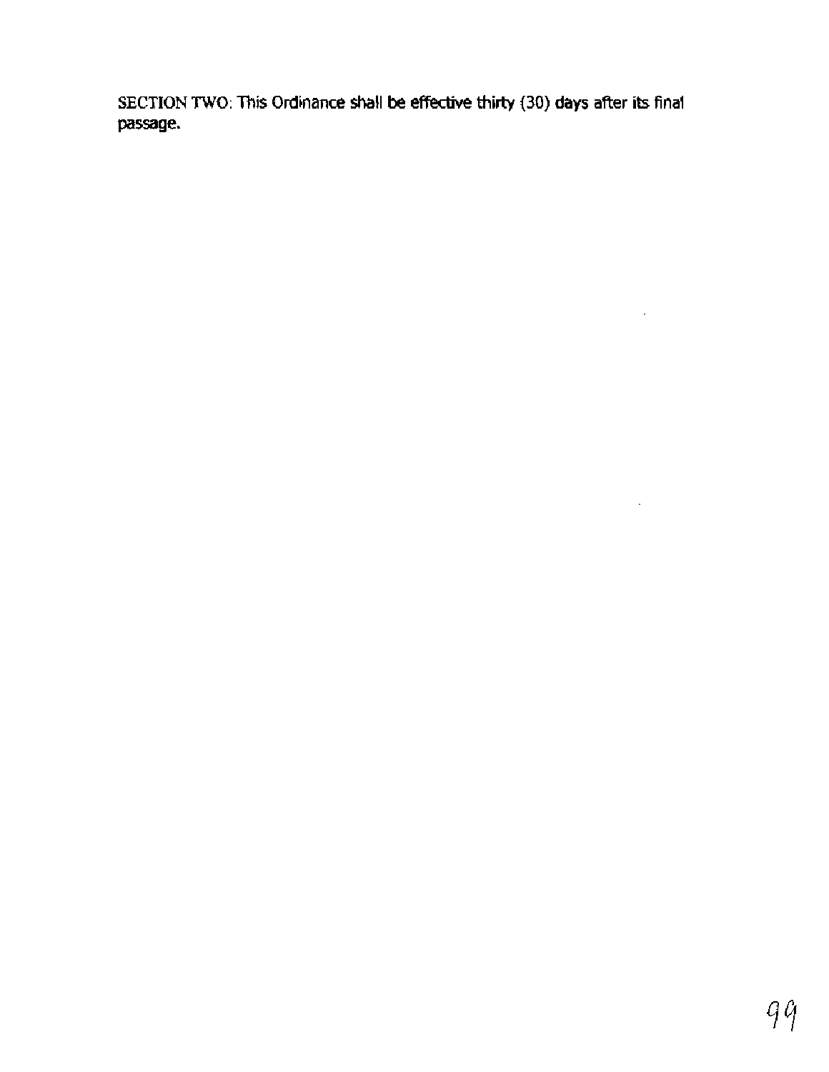SECTION TWO: This Ordinance shall be effective thirty (30) days after its final passage.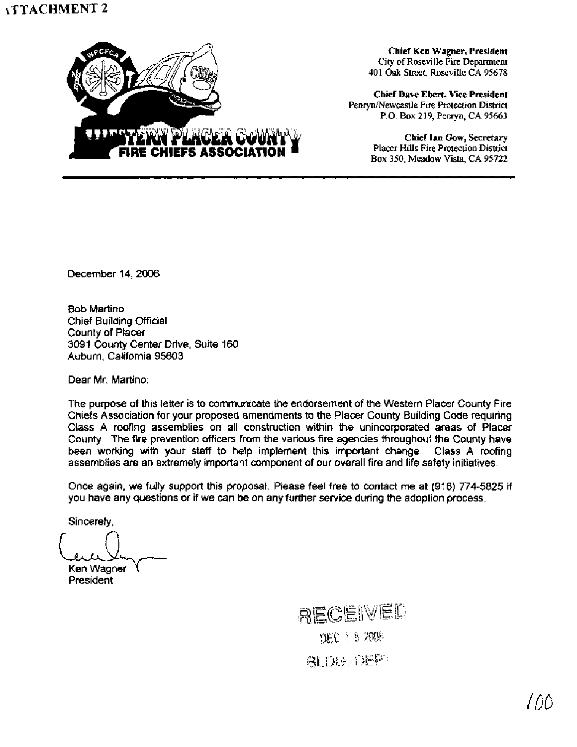ATTACHMENT 2

**WESTERN PLACER COUNTY FIRE CHIEFS ASSOCIATION**

**Chief Ken Wagner, President**
City of Roseville Fire Department
401 Oak Street, Roseville CA 95678

**Chief Dave Ebert, Vice President**
Penryn/Newcastle Fire Protection District
P.O. Box 219, Penryn, CA 95663

**Chief Ian Gow, Secretary**
Placer Hills Fire Protection District
Box 350, Meadow Vista, CA 95722

---

December 14, 2006

Bob Martino
Chief Building Official
County of Placer
3091 County Center Drive, Suite 160
Auburn, California 95603

Dear Mr. Martino:

The purpose of this letter is to communicate the endorsement of the Western Placer County Fire Chiefs Association for your proposed amendments to the Placer County Building Code requiring Class A roofing assemblies on all construction within the unincorporated areas of Placer County. The fire prevention officers from the various fire agencies throughout the County have been working with your staff to help implement this important change. Class A roofing assemblies are an extremely important component of our overall fire and life safety initiatives.

Once again, we fully support this proposal. Please feel free to contact me at (916) 774-5825 if you have any questions or if we can be on any further service during the adoption process.

Sincerely,

Ken Wagner
President

RECEIVED
DEC 1 8 2006
BLDG. DEPT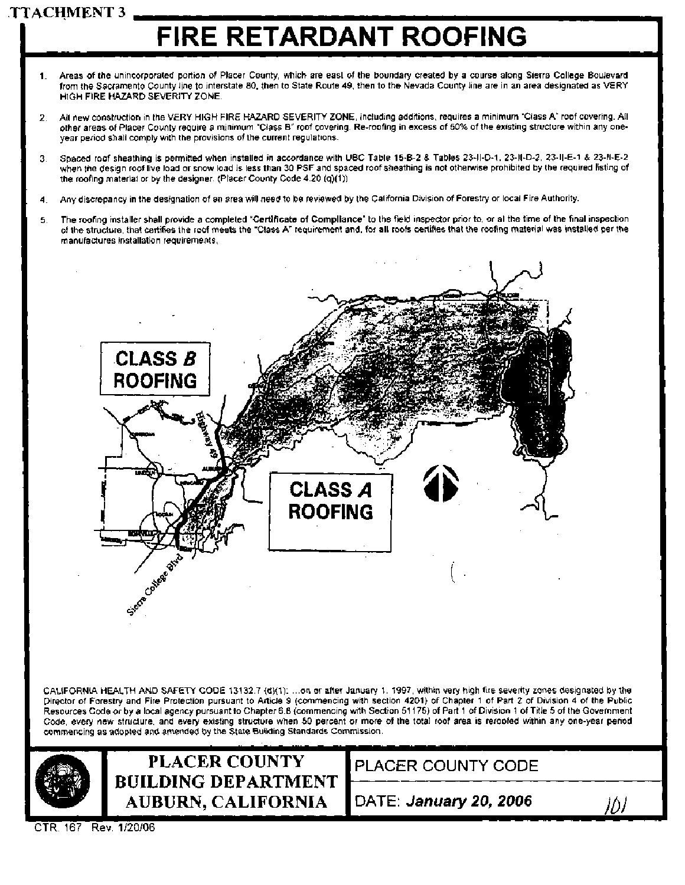ATTACHMENT 3

# FIRE RETARDANT ROOFING

1. Areas of the unincorporated portion of Placer County, which are east of the boundary created by a course along Sierra College Boulevard from the Sacramento County line to Interstate 80, then to State Route 49, then to the Nevada County line are in an area designated as VERY HIGH FIRE HAZARD SEVERITY ZONE.

2. All new construction in the VERY HIGH FIRE HAZARD SEVERITY ZONE, including additions, requires a minimum "Class A" roof covering. All other areas of Placer County require a minimum "Class B" roof covering. Re-roofing in excess of 50% of the existing structure within any one-year period shall comply with the provisions of the current regulations.

3. Spaced roof sheathing is permitted when installed in accordance with UBC Table 15-B-2 & Tables 23-II-D-1, 23-II-D-2, 23-II-E-1 & 23-II-E-2 when the design roof live load or snow load is less than 30 PSF and spaced roof sheathing is not otherwise prohibited by the required listing of the roofing material or by the designer. (Placer County Code 4.20 (q)(1))

4. Any discrepancy in the designation of an area will need to be reviewed by the California Division of Forestry or local Fire Authority.

5. The roofing installer shall provide a completed "Certificate of Compliance" to the field inspector prior to, or at the time of the final inspection of the structure, that certifies the roof meets the "Class A" requirement and, for all roofs certifies that the roofing material was installed per the manufactures installation requirements.

**CLASS *B* ROOFING**

**CLASS *A* ROOFING**

Highway 49

Sierra College Blvd

CALIFORNIA HEALTH AND SAFETY CODE 13132.7 (d)(1): ...on or after January 1, 1997, within very high fire severity zones designated by the Director of Forestry and Fire Protection pursuant to Article 9 (commencing with section 4201) of Chapter 1 of Part 2 of Division 4 of the Public Resources Code or by a local agency pursuant to Chapter 6.8 (commencing with Section 51175) of Part 1 of Division 1 of Title 5 of the Government Code, every new structure, and every existing structure when 50 percent or more of the total roof area is reroofed within any one-year period commencing as adopted and amended by the State Building Standards Commission.

| PLACER COUNTY BUILDING DEPARTMENT AUBURN, CALIFORNIA | PLACER COUNTY CODE |
|---|---|
| | DATE: *January 20, 2006* |

CTR. 167 Rev. 1/20/06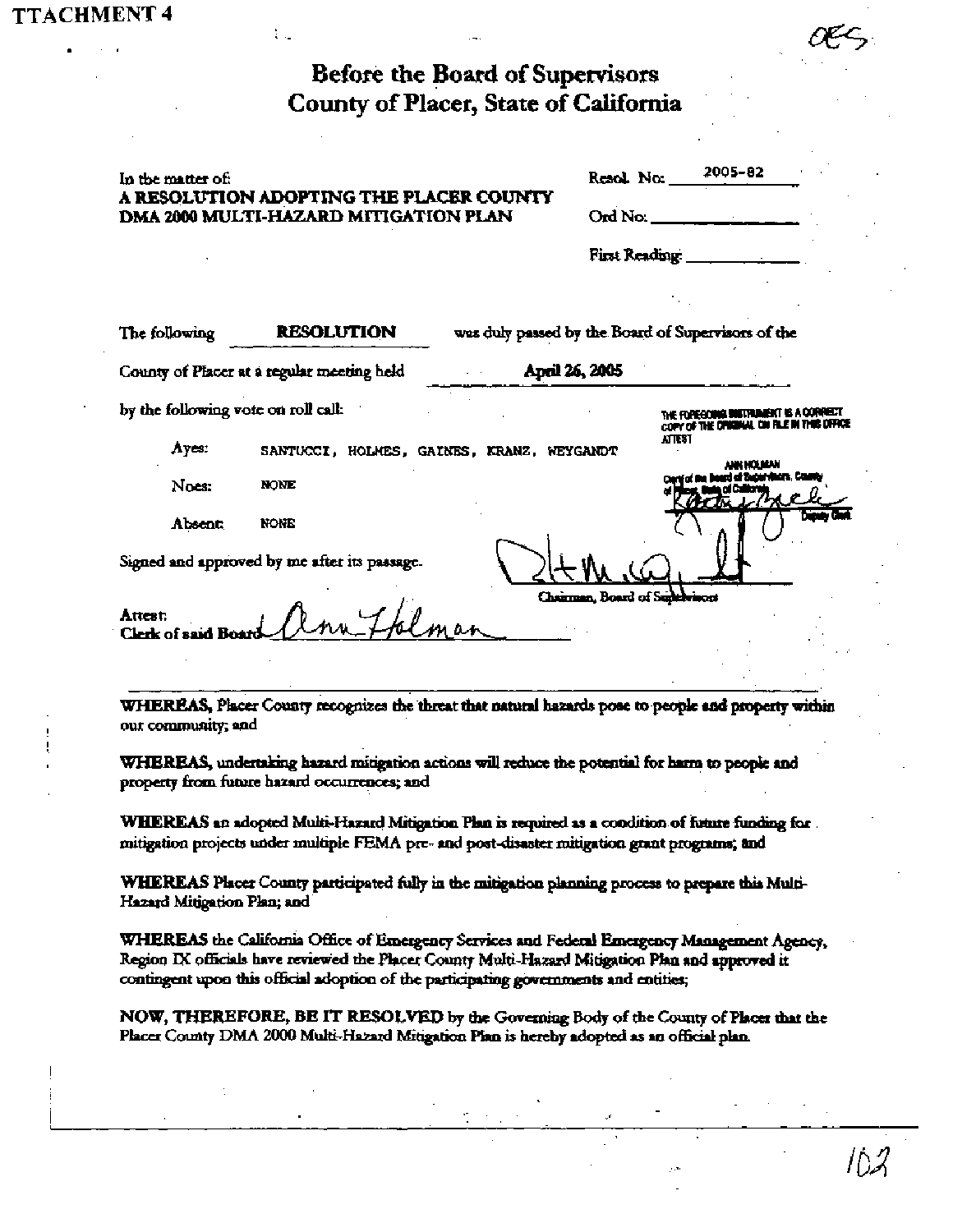TTACHMENT 4

OES

# Before the Board of Supervisors
# County of Placer, State of California

In the matter of:
**A RESOLUTION ADOPTING THE PLACER COUNTY DMA 2000 MULTI-HAZARD MITIGATION PLAN**

Resol. No: 2005-82

Ord No: ______________

First Reading: ______________

The following **RESOLUTION** was duly passed by the Board of Supervisors of the County of Placer at a regular meeting held **April 26, 2005** by the following vote on roll call:

Ayes: SANTUCCI, HOLMES, GAINES, KRANZ, WEYGANDT

Noes: NONE

Absent: NONE

Signed and approved by me after its passage.

Chairman, Board of Supervisors

Attest:
Clerk of said Board

THE FOREGOING INSTRUMENT IS A CORRECT COPY OF THE ORIGINAL ON FILE IN THIS OFFICE
ATTEST
ANN HOLMAN
Clerk of the Board of Supervisors, County of Placer, State of California
Deputy Clerk

---

**WHEREAS,** Placer County recognizes the threat that natural hazards pose to people and property within our community; and

**WHEREAS,** undertaking hazard mitigation actions will reduce the potential for harm to people and property from future hazard occurrences; and

**WHEREAS** an adopted Multi-Hazard Mitigation Plan is required as a condition of future funding for mitigation projects under multiple FEMA pre- and post-disaster mitigation grant programs; and

**WHEREAS** Placer County participated fully in the mitigation planning process to prepare this Multi-Hazard Mitigation Plan; and

**WHEREAS** the California Office of Emergency Services and Federal Emergency Management Agency, Region IX officials have reviewed the Placer County Multi-Hazard Mitigation Plan and approved it contingent upon this official adoption of the participating governments and entities;

**NOW, THEREFORE, BE IT RESOLVED** by the Governing Body of the County of Placer that the Placer County DMA 2000 Multi-Hazard Mitigation Plan is hereby adopted as an official plan.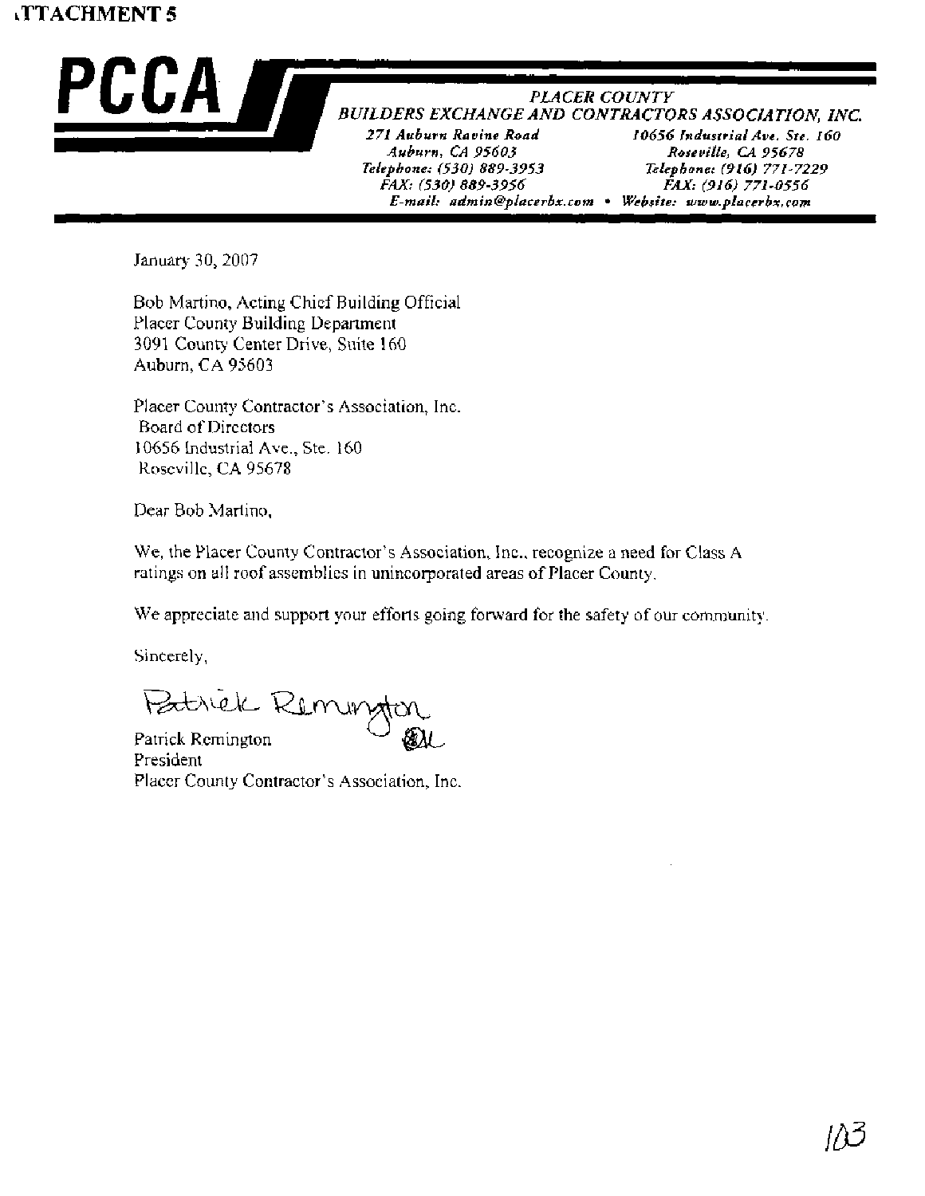**ATTACHMENT 5**

**PCCA**

*PLACER COUNTY*
*BUILDERS EXCHANGE AND CONTRACTORS ASSOCIATION, INC.*

*271 Auburn Ravine Road*
*Auburn, CA 95603*
*Telephone: (530) 889-3953*
*FAX: (530) 889-3956*

*10656 Industrial Ave. Ste. 160*
*Roseville, CA 95678*
*Telephone: (916) 771-7229*
*FAX: (916) 771-0556*

*E-mail: admin@placerbx.com • Website: www.placerbx.com*

January 30, 2007

Bob Martino, Acting Chief Building Official
Placer County Building Department
3091 County Center Drive, Suite 160
Auburn, CA 95603

Placer County Contractor's Association, Inc.
Board of Directors
10656 Industrial Ave., Ste. 160
Roseville, CA 95678

Dear Bob Martino,

We, the Placer County Contractor's Association, Inc., recognize a need for Class A ratings on all roof assemblies in unincorporated areas of Placer County.

We appreciate and support your efforts going forward for the safety of our community.

Sincerely,

*Patrick Remington*

Patrick Remington
President
Placer County Contractor's Association, Inc.